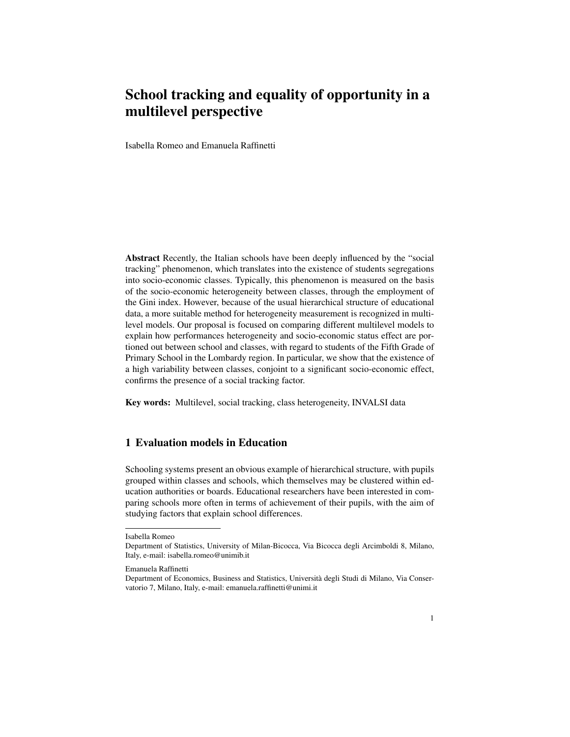# School tracking and equality of opportunity in a multilevel perspective

Isabella Romeo and Emanuela Raffinetti

**Abstract** Recently, the Italian schools have been deeply influenced by the "social tracking" phenomenon, which translates into the existence of students segregations into socio-economic classes. Typically, this phenomenon is measured on the basis of the socio-economic heterogeneity between classes, through the employment of the Gini index. However, because of the usual hierarchical structure of educational data, a more suitable method for heterogeneity measurement is recognized in multilevel models. Our proposal is focused on comparing different multilevel models to explain how performances heterogeneity and socio-economic status effect are portioned out between school and classes, with regard to students of the Fifth Grade of Primary School in the Lombardy region. In particular, we show that the existence of a high variability between classes, conjoint to a significant socio-economic effect, confirms the presence of a social tracking factor.

**Key words:** Multilevel, social tracking, class heterogeneity, INVALSI data

## 1 Evaluation models in Education

Schooling systems present an obvious example of hierarchical structure, with pupils grouped within classes and schools, which themselves may be clustered within education authorities or boards. Educational researchers have been interested in comparing schools more often in terms of achievement of their pupils, with the aim of studying factors that explain school differences.

---

Isabella Romeo
Department of Statistics, University of Milan-Bicocca, Via Bicocca degli Arcimboldi 8, Milano, Italy, e-mail: isabella.romeo@unimib.it

Emanuela Raffinetti
Department of Economics, Business and Statistics, Università degli Studi di Milano, Via Conservatorio 7, Milano, Italy, e-mail: emanuela.raffinetti@unimi.it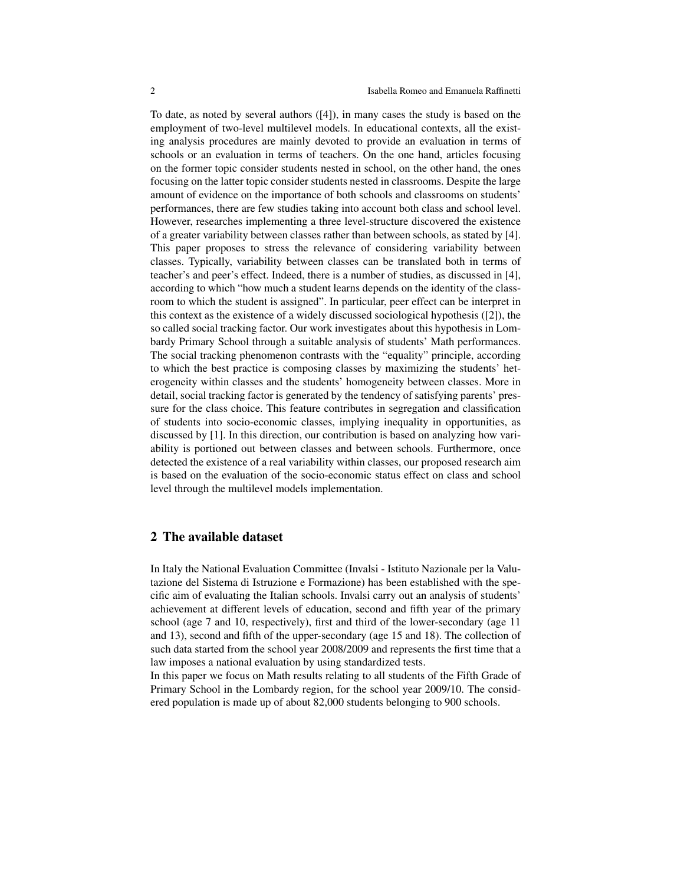To date, as noted by several authors ([4]), in many cases the study is based on the employment of two-level multilevel models. In educational contexts, all the existing analysis procedures are mainly devoted to provide an evaluation in terms of schools or an evaluation in terms of teachers. On the one hand, articles focusing on the former topic consider students nested in school, on the other hand, the ones focusing on the latter topic consider students nested in classrooms. Despite the large amount of evidence on the importance of both schools and classrooms on students' performances, there are few studies taking into account both class and school level. However, researches implementing a three level-structure discovered the existence of a greater variability between classes rather than between schools, as stated by [4]. This paper proposes to stress the relevance of considering variability between classes. Typically, variability between classes can be translated both in terms of teacher's and peer's effect. Indeed, there is a number of studies, as discussed in [4], according to which "how much a student learns depends on the identity of the classroom to which the student is assigned". In particular, peer effect can be interpret in this context as the existence of a widely discussed sociological hypothesis ([2]), the so called social tracking factor. Our work investigates about this hypothesis in Lombardy Primary School through a suitable analysis of students' Math performances. The social tracking phenomenon contrasts with the "equality" principle, according to which the best practice is composing classes by maximizing the students' heterogeneity within classes and the students' homogeneity between classes. More in detail, social tracking factor is generated by the tendency of satisfying parents' pressure for the class choice. This feature contributes in segregation and classification of students into socio-economic classes, implying inequality in opportunities, as discussed by [1]. In this direction, our contribution is based on analyzing how variability is portioned out between classes and between schools. Furthermore, once detected the existence of a real variability within classes, our proposed research aim is based on the evaluation of the socio-economic status effect on class and school level through the multilevel models implementation.

## 2 The available dataset

In Italy the National Evaluation Committee (Invalsi - Istituto Nazionale per la Valutazione del Sistema di Istruzione e Formazione) has been established with the specific aim of evaluating the Italian schools. Invalsi carry out an analysis of students' achievement at different levels of education, second and fifth year of the primary school (age 7 and 10, respectively), first and third of the lower-secondary (age 11 and 13), second and fifth of the upper-secondary (age 15 and 18). The collection of such data started from the school year 2008/2009 and represents the first time that a law imposes a national evaluation by using standardized tests.

In this paper we focus on Math results relating to all students of the Fifth Grade of Primary School in the Lombardy region, for the school year 2009/10. The considered population is made up of about 82,000 students belonging to 900 schools.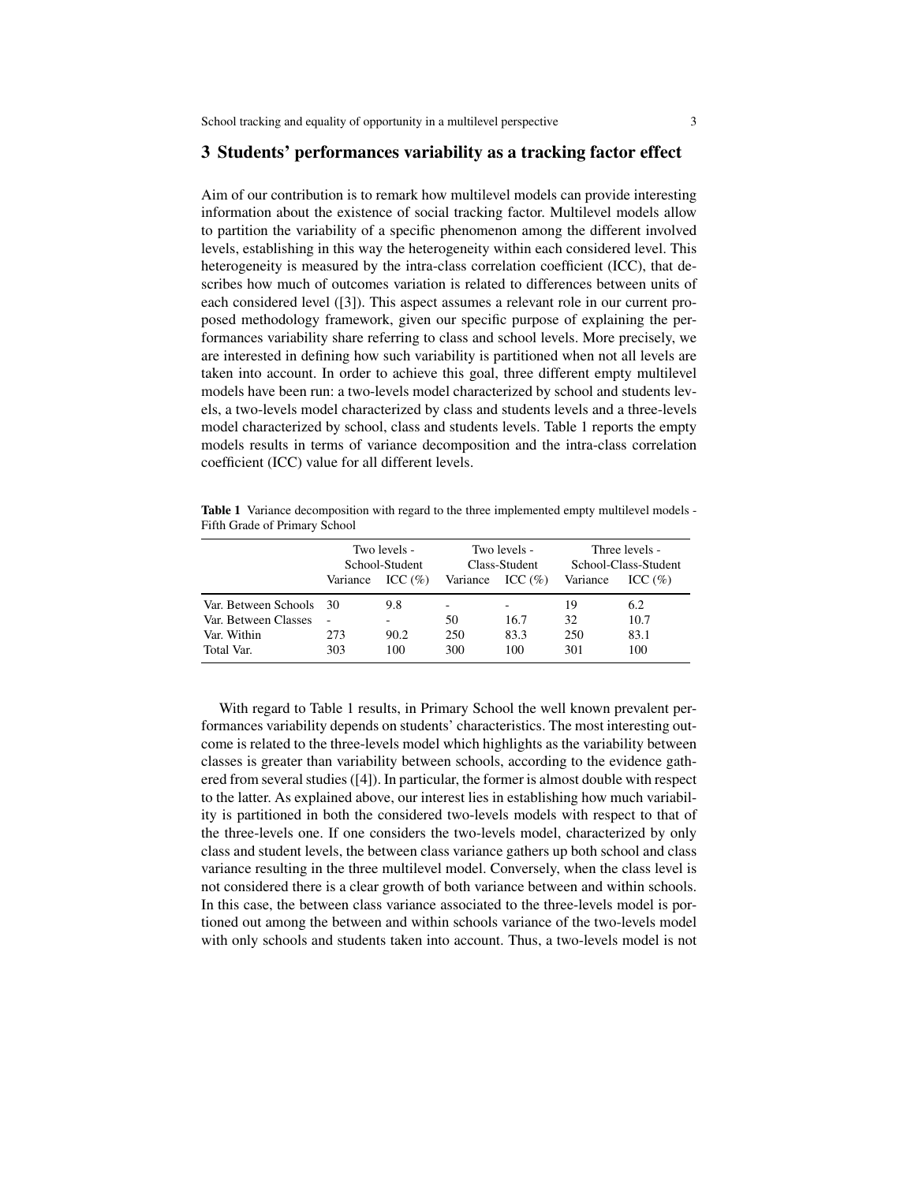## 3 Students' performances variability as a tracking factor effect

Aim of our contribution is to remark how multilevel models can provide interesting information about the existence of social tracking factor. Multilevel models allow to partition the variability of a specific phenomenon among the different involved levels, establishing in this way the heterogeneity within each considered level. This heterogeneity is measured by the intra-class correlation coefficient (ICC), that describes how much of outcomes variation is related to differences between units of each considered level ([3]). This aspect assumes a relevant role in our current proposed methodology framework, given our specific purpose of explaining the performances variability share referring to class and school levels. More precisely, we are interested in defining how such variability is partitioned when not all levels are taken into account. In order to achieve this goal, three different empty multilevel models have been run: a two-levels model characterized by school and students levels, a two-levels model characterized by class and students levels and a three-levels model characterized by school, class and students levels. Table 1 reports the empty models results in terms of variance decomposition and the intra-class correlation coefficient (ICC) value for all different levels.

**Table 1** Variance decomposition with regard to the three implemented empty multilevel models - Fifth Grade of Primary School

| | Two levels - School-Student | | Two levels - Class-Student | | Three levels - School-Class-Student | |
|---|---|---|---|---|---|---|
| | Variance | ICC (%) | Variance | ICC (%) | Variance | ICC (%) |
| Var. Between Schools | 30 | 9.8 | - | - | 19 | 6.2 |
| Var. Between Classes | - | - | 50 | 16.7 | 32 | 10.7 |
| Var. Within | 273 | 90.2 | 250 | 83.3 | 250 | 83.1 |
| Total Var. | 303 | 100 | 300 | 100 | 301 | 100 |

With regard to Table 1 results, in Primary School the well known prevalent performances variability depends on students' characteristics. The most interesting outcome is related to the three-levels model which highlights as the variability between classes is greater than variability between schools, according to the evidence gathered from several studies ([4]). In particular, the former is almost double with respect to the latter. As explained above, our interest lies in establishing how much variability is partitioned in both the considered two-levels models with respect to that of the three-levels one. If one considers the two-levels model, characterized by only class and student levels, the between class variance gathers up both school and class variance resulting in the three multilevel model. Conversely, when the class level is not considered there is a clear growth of both variance between and within schools. In this case, the between class variance associated to the three-levels model is portioned out among the between and within schools variance of the two-levels model with only schools and students taken into account. Thus, a two-levels model is not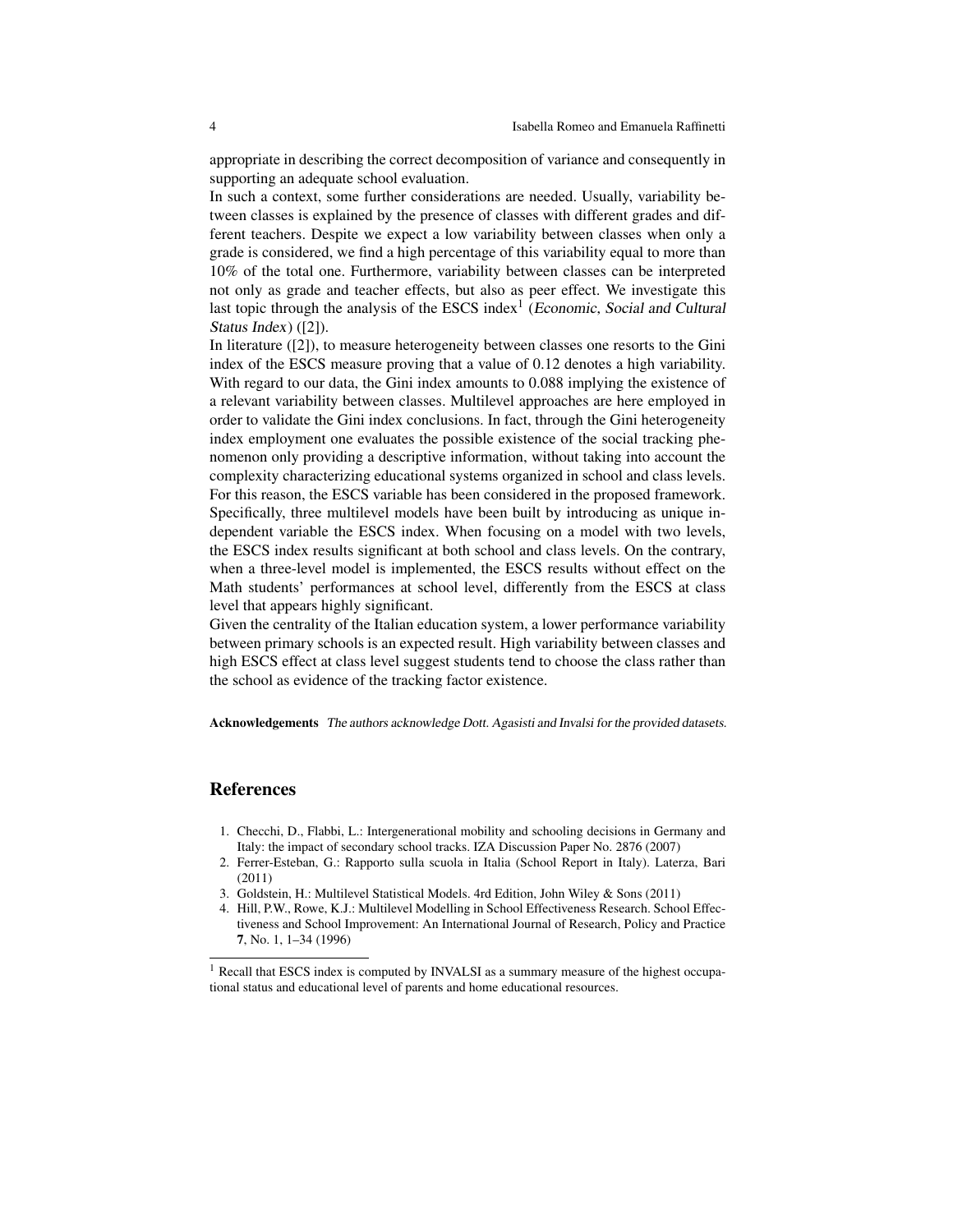appropriate in describing the correct decomposition of variance and consequently in supporting an adequate school evaluation.

In such a context, some further considerations are needed. Usually, variability between classes is explained by the presence of classes with different grades and different teachers. Despite we expect a low variability between classes when only a grade is considered, we find a high percentage of this variability equal to more than 10% of the total one. Furthermore, variability between classes can be interpreted not only as grade and teacher effects, but also as peer effect. We investigate this last topic through the analysis of the ESCS index[1] (*Economic, Social and Cultural Status Index*) ([2]).

In literature ([2]), to measure heterogeneity between classes one resorts to the Gini index of the ESCS measure proving that a value of 0.12 denotes a high variability. With regard to our data, the Gini index amounts to 0.088 implying the existence of a relevant variability between classes. Multilevel approaches are here employed in order to validate the Gini index conclusions. In fact, through the Gini heterogeneity index employment one evaluates the possible existence of the social tracking phenomenon only providing a descriptive information, without taking into account the complexity characterizing educational systems organized in school and class levels. For this reason, the ESCS variable has been considered in the proposed framework. Specifically, three multilevel models have been built by introducing as unique independent variable the ESCS index. When focusing on a model with two levels, the ESCS index results significant at both school and class levels. On the contrary, when a three-level model is implemented, the ESCS results without effect on the Math students' performances at school level, differently from the ESCS at class level that appears highly significant.

Given the centrality of the Italian education system, a lower performance variability between primary schools is an expected result. High variability between classes and high ESCS effect at class level suggest students tend to choose the class rather than the school as evidence of the tracking factor existence.

**Acknowledgements** *The authors acknowledge Dott. Agasisti and Invalsi for the provided datasets.*

## References

1. Checchi, D., Flabbi, L.: Intergenerational mobility and schooling decisions in Germany and Italy: the impact of secondary school tracks. IZA Discussion Paper No. 2876 (2007)
2. Ferrer-Esteban, G.: Rapporto sulla scuola in Italia (School Report in Italy). Laterza, Bari (2011)
3. Goldstein, H.: Multilevel Statistical Models. 4rd Edition, John Wiley & Sons (2011)
4. Hill, P.W., Rowe, K.J.: Multilevel Modelling in School Effectiveness Research. School Effectiveness and School Improvement: An International Journal of Research, Policy and Practice **7**, No. 1, 1–34 (1996)

[1] Recall that ESCS index is computed by INVALSI as a summary measure of the highest occupational status and educational level of parents and home educational resources.